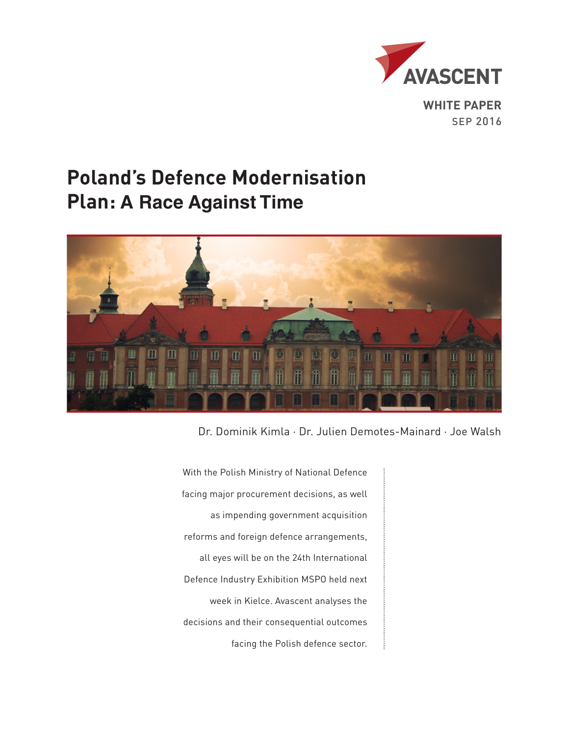AVASCENT

**WHITE PAPER**
SEP 2016

# Poland's Defence Modernisation Plan: A Race Against Time

Dr. Dominik Kimla · Dr. Julien Demotes-Mainard · Joe Walsh

With the Polish Ministry of National Defence facing major procurement decisions, as well as impending government acquisition reforms and foreign defence arrangements, all eyes will be on the 24th International Defence Industry Exhibition MSPO held next week in Kielce. Avascent analyses the decisions and their consequential outcomes facing the Polish defence sector.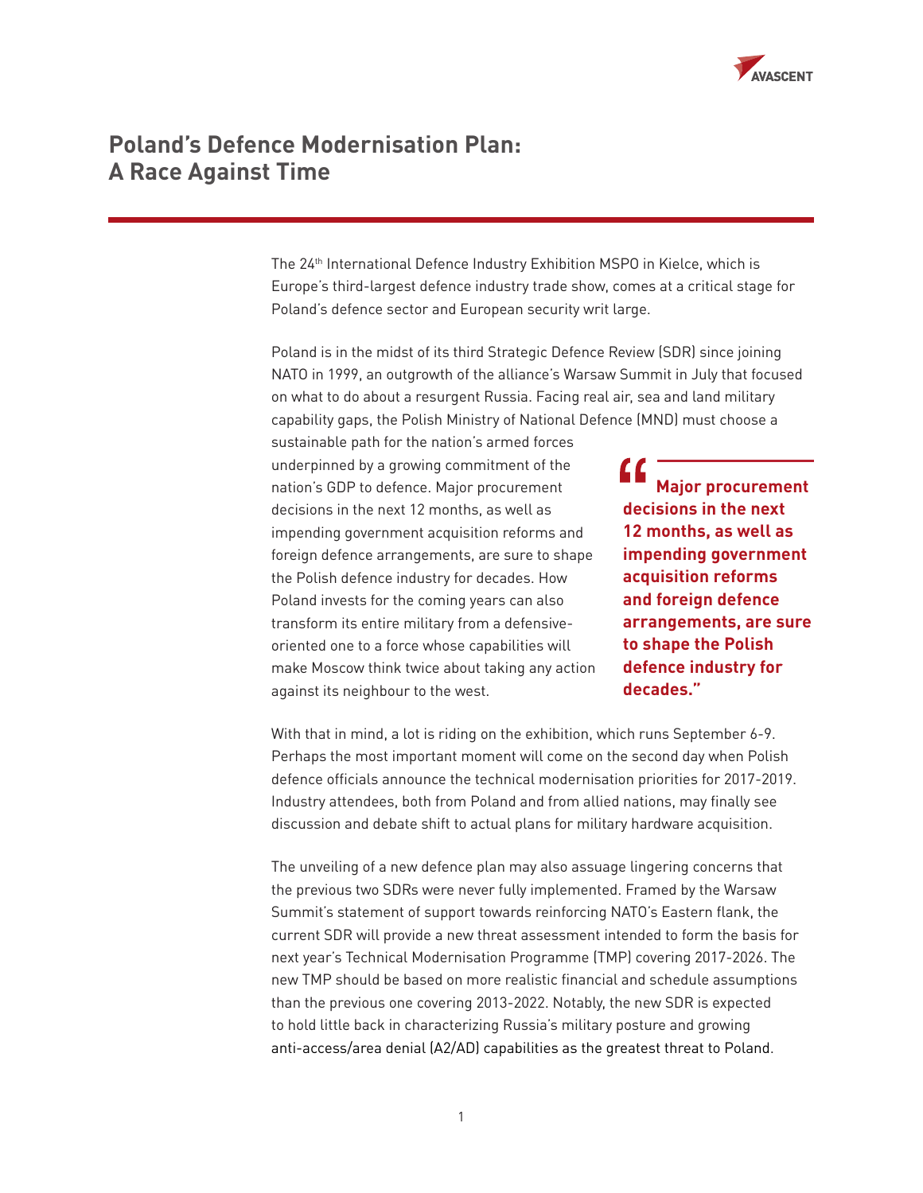# Poland's Defence Modernisation Plan: A Race Against Time

The 24th International Defence Industry Exhibition MSPO in Kielce, which is Europe's third-largest defence industry trade show, comes at a critical stage for Poland's defence sector and European security writ large.

Poland is in the midst of its third Strategic Defence Review (SDR) since joining NATO in 1999, an outgrowth of the alliance's Warsaw Summit in July that focused on what to do about a resurgent Russia. Facing real air, sea and land military capability gaps, the Polish Ministry of National Defence (MND) must choose a sustainable path for the nation's armed forces underpinned by a growing commitment of the nation's GDP to defence. Major procurement decisions in the next 12 months, as well as impending government acquisition reforms and foreign defence arrangements, are sure to shape the Polish defence industry for decades. How Poland invests for the coming years can also transform its entire military from a defensive-oriented one to a force whose capabilities will make Moscow think twice about taking any action against its neighbour to the west.

> **"Major procurement decisions in the next 12 months, as well as impending government acquisition reforms and foreign defence arrangements, are sure to shape the Polish defence industry for decades."**

With that in mind, a lot is riding on the exhibition, which runs September 6-9. Perhaps the most important moment will come on the second day when Polish defence officials announce the technical modernisation priorities for 2017-2019. Industry attendees, both from Poland and from allied nations, may finally see discussion and debate shift to actual plans for military hardware acquisition.

The unveiling of a new defence plan may also assuage lingering concerns that the previous two SDRs were never fully implemented. Framed by the Warsaw Summit's statement of support towards reinforcing NATO's Eastern flank, the current SDR will provide a new threat assessment intended to form the basis for next year's Technical Modernisation Programme (TMP) covering 2017-2026. The new TMP should be based on more realistic financial and schedule assumptions than the previous one covering 2013-2022. Notably, the new SDR is expected to hold little back in characterizing Russia's military posture and growing anti-access/area denial (A2/AD) capabilities as the greatest threat to Poland.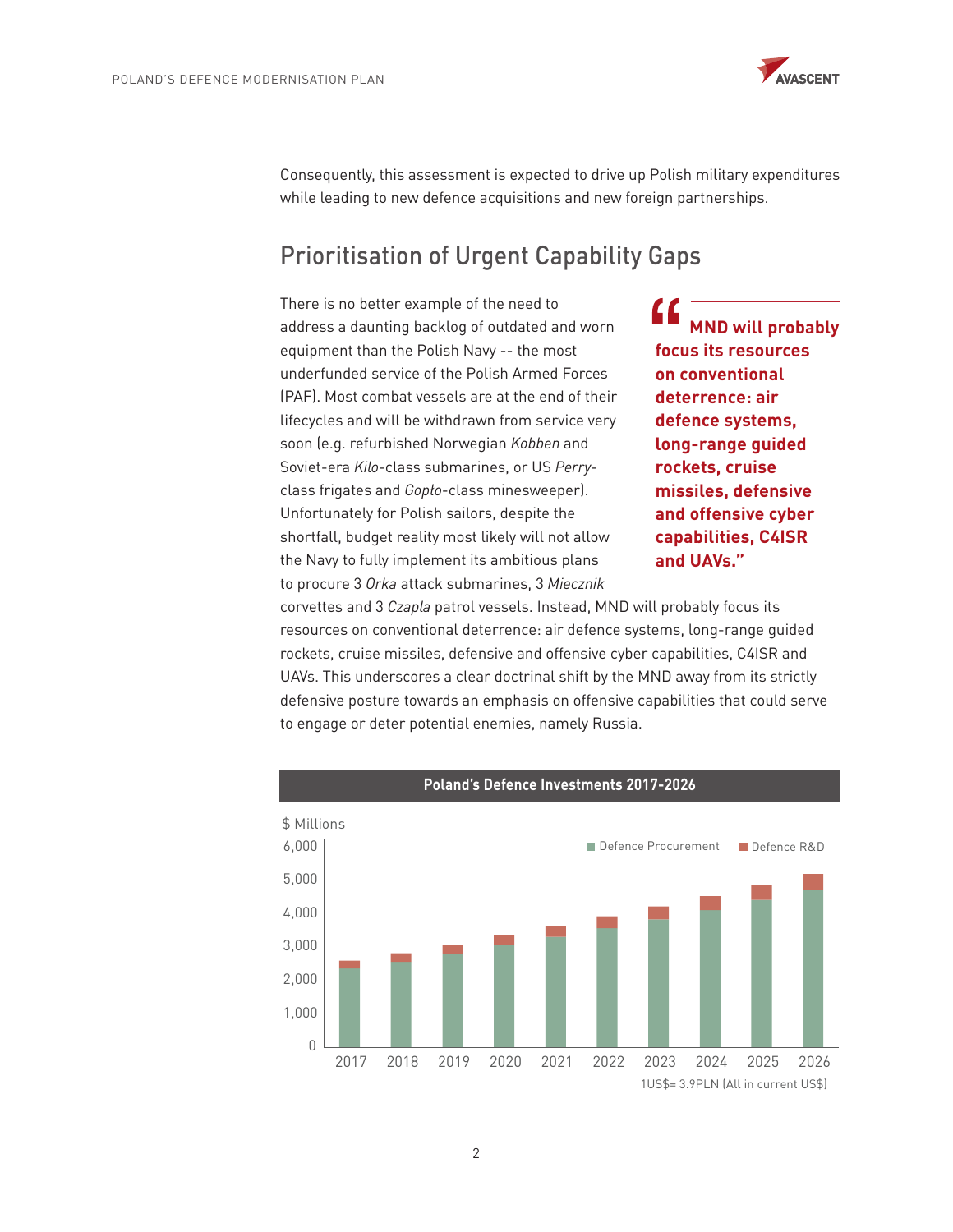Consequently, this assessment is expected to drive up Polish military expenditures while leading to new defence acquisitions and new foreign partnerships.

## Prioritisation of Urgent Capability Gaps

There is no better example of the need to address a daunting backlog of outdated and worn equipment than the Polish Navy -- the most underfunded service of the Polish Armed Forces (PAF). Most combat vessels are at the end of their lifecycles and will be withdrawn from service very soon (e.g. refurbished Norwegian *Kobben* and Soviet-era *Kilo*-class submarines, or US *Perry*-class frigates and *Gopło*-class minesweeper). Unfortunately for Polish sailors, despite the shortfall, budget reality most likely will not allow the Navy to fully implement its ambitious plans to procure 3 *Orka* attack submarines, 3 *Miecznik* corvettes and 3 *Czapla* patrol vessels. Instead, MND will probably focus its resources on conventional deterrence: air defence systems, long-range guided rockets, cruise missiles, defensive and offensive cyber capabilities, C4ISR and UAVs. This underscores a clear doctrinal shift by the MND away from its strictly defensive posture towards an emphasis on offensive capabilities that could serve to engage or deter potential enemies, namely Russia.

> **"MND will probably focus its resources on conventional deterrence: air defence systems, long-range guided rockets, cruise missiles, defensive and offensive cyber capabilities, C4ISR and UAVs."**

**Poland's Defence Investments 2017-2026**

$ Millions

Defence Procurement | Defence R&D

2017 2018 2019 2020 2021 2022 2023 2024 2025 2026

1US$= 3.9PLN (All in current US$)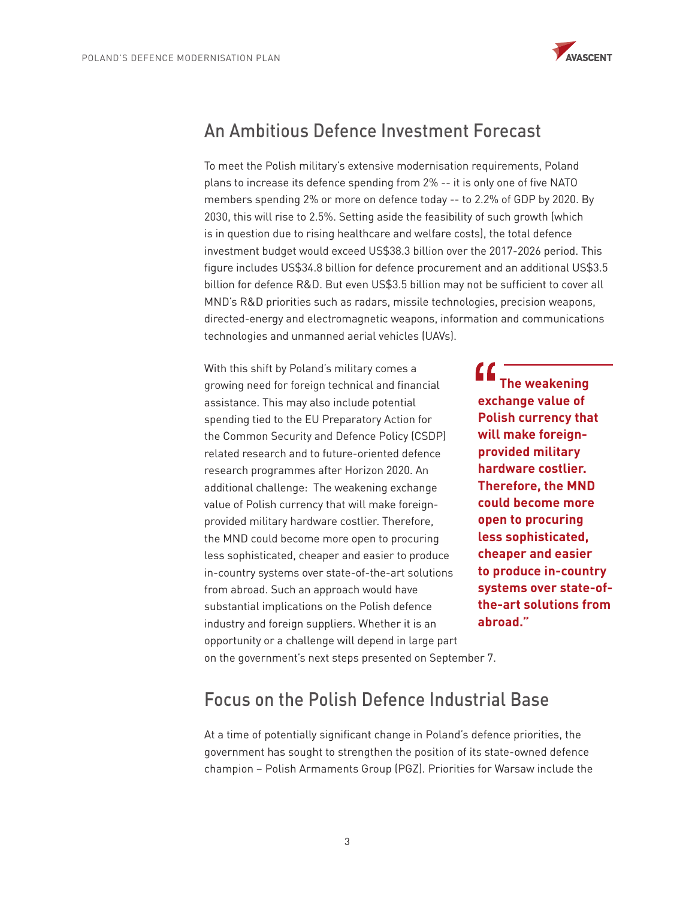## An Ambitious Defence Investment Forecast

To meet the Polish military's extensive modernisation requirements, Poland plans to increase its defence spending from 2% -- it is only one of five NATO members spending 2% or more on defence today -- to 2.2% of GDP by 2020. By 2030, this will rise to 2.5%. Setting aside the feasibility of such growth (which is in question due to rising healthcare and welfare costs), the total defence investment budget would exceed US$38.3 billion over the 2017-2026 period. This figure includes US$34.8 billion for defence procurement and an additional US$3.5 billion for defence R&D. But even US$3.5 billion may not be sufficient to cover all MND's R&D priorities such as radars, missile technologies, precision weapons, directed-energy and electromagnetic weapons, information and communications technologies and unmanned aerial vehicles (UAVs).

With this shift by Poland's military comes a growing need for foreign technical and financial assistance. This may also include potential spending tied to the EU Preparatory Action for the Common Security and Defence Policy (CSDP) related research and to future-oriented defence research programmes after Horizon 2020. An additional challenge: The weakening exchange value of Polish currency that will make foreign-provided military hardware costlier. Therefore, the MND could become more open to procuring less sophisticated, cheaper and easier to produce in-country systems over state-of-the-art solutions from abroad. Such an approach would have substantial implications on the Polish defence industry and foreign suppliers. Whether it is an opportunity or a challenge will depend in large part on the government's next steps presented on September 7.

> **"The weakening exchange value of Polish currency that will make foreign-provided military hardware costlier. Therefore, the MND could become more open to procuring less sophisticated, cheaper and easier to produce in-country systems over state-of-the-art solutions from abroad."**

## Focus on the Polish Defence Industrial Base

At a time of potentially significant change in Poland's defence priorities, the government has sought to strengthen the position of its state-owned defence champion – Polish Armaments Group (PGZ). Priorities for Warsaw include the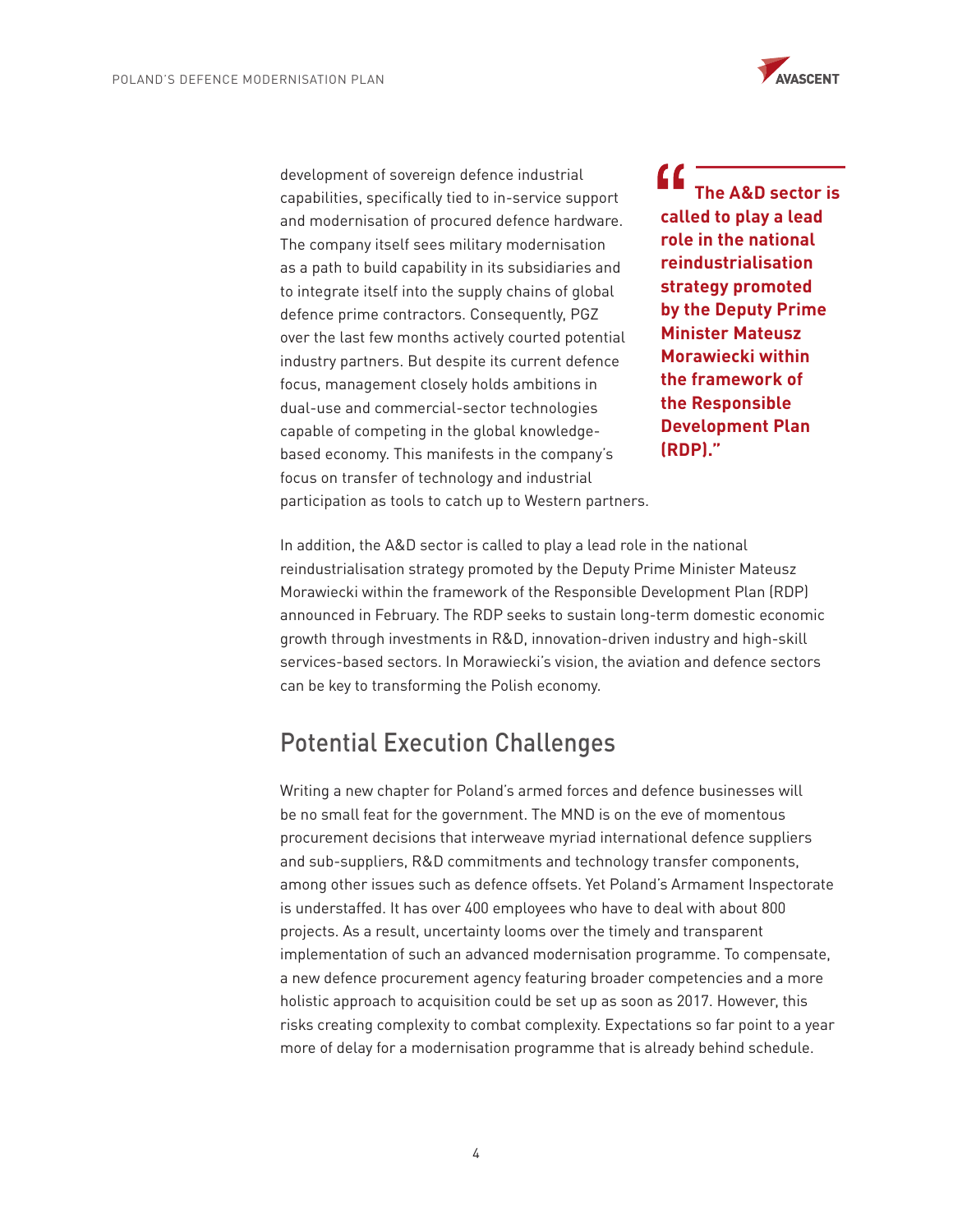development of sovereign defence industrial capabilities, specifically tied to in-service support and modernisation of procured defence hardware. The company itself sees military modernisation as a path to build capability in its subsidiaries and to integrate itself into the supply chains of global defence prime contractors. Consequently, PGZ over the last few months actively courted potential industry partners. But despite its current defence focus, management closely holds ambitions in dual-use and commercial-sector technologies capable of competing in the global knowledge-based economy. This manifests in the company's focus on transfer of technology and industrial participation as tools to catch up to Western partners.

> **"The A&D sector is called to play a lead role in the national reindustrialisation strategy promoted by the Deputy Prime Minister Mateusz Morawiecki within the framework of the Responsible Development Plan (RDP)."**

In addition, the A&D sector is called to play a lead role in the national reindustrialisation strategy promoted by the Deputy Prime Minister Mateusz Morawiecki within the framework of the Responsible Development Plan (RDP) announced in February. The RDP seeks to sustain long-term domestic economic growth through investments in R&D, innovation-driven industry and high-skill services-based sectors. In Morawiecki's vision, the aviation and defence sectors can be key to transforming the Polish economy.

## Potential Execution Challenges

Writing a new chapter for Poland's armed forces and defence businesses will be no small feat for the government. The MND is on the eve of momentous procurement decisions that interweave myriad international defence suppliers and sub-suppliers, R&D commitments and technology transfer components, among other issues such as defence offsets. Yet Poland's Armament Inspectorate is understaffed. It has over 400 employees who have to deal with about 800 projects. As a result, uncertainty looms over the timely and transparent implementation of such an advanced modernisation programme. To compensate, a new defence procurement agency featuring broader competencies and a more holistic approach to acquisition could be set up as soon as 2017. However, this risks creating complexity to combat complexity. Expectations so far point to a year more of delay for a modernisation programme that is already behind schedule.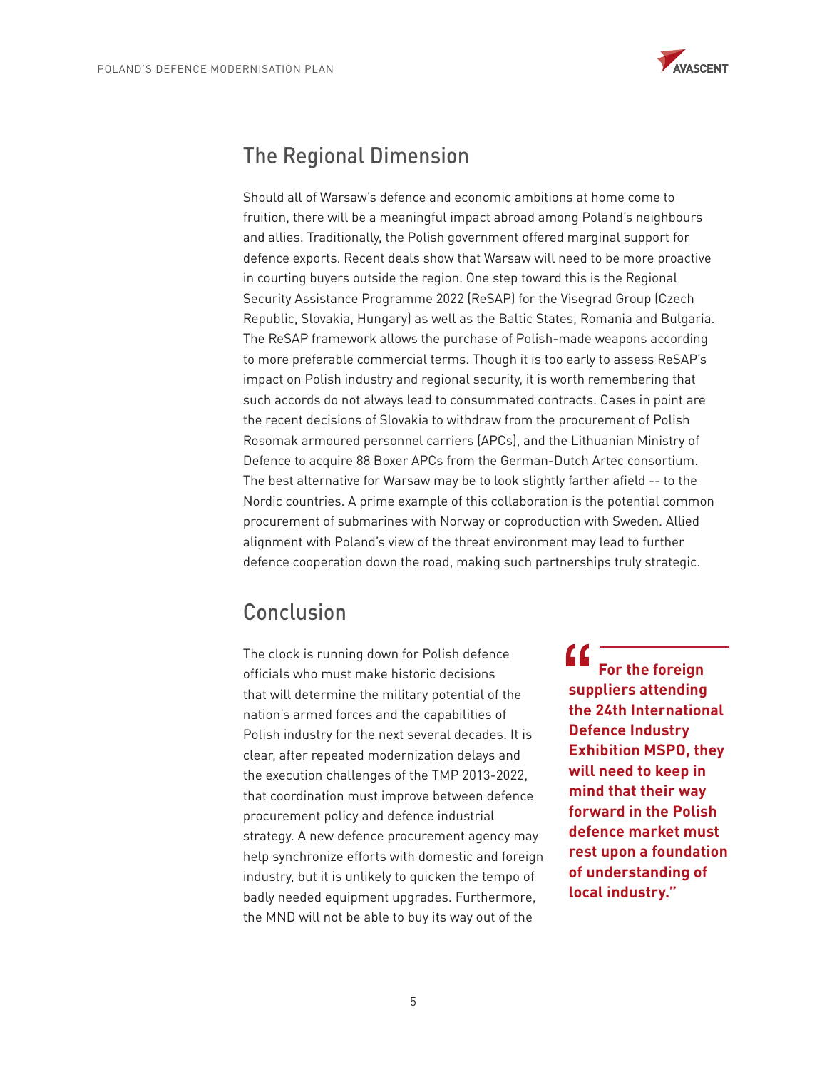## The Regional Dimension

Should all of Warsaw's defence and economic ambitions at home come to fruition, there will be a meaningful impact abroad among Poland's neighbours and allies. Traditionally, the Polish government offered marginal support for defence exports. Recent deals show that Warsaw will need to be more proactive in courting buyers outside the region. One step toward this is the Regional Security Assistance Programme 2022 (ReSAP) for the Visegrad Group (Czech Republic, Slovakia, Hungary) as well as the Baltic States, Romania and Bulgaria. The ReSAP framework allows the purchase of Polish-made weapons according to more preferable commercial terms. Though it is too early to assess ReSAP's impact on Polish industry and regional security, it is worth remembering that such accords do not always lead to consummated contracts. Cases in point are the recent decisions of Slovakia to withdraw from the procurement of Polish Rosomak armoured personnel carriers (APCs), and the Lithuanian Ministry of Defence to acquire 88 Boxer APCs from the German-Dutch Artec consortium. The best alternative for Warsaw may be to look slightly farther afield -- to the Nordic countries. A prime example of this collaboration is the potential common procurement of submarines with Norway or coproduction with Sweden. Allied alignment with Poland's view of the threat environment may lead to further defence cooperation down the road, making such partnerships truly strategic.

## Conclusion

The clock is running down for Polish defence officials who must make historic decisions that will determine the military potential of the nation's armed forces and the capabilities of Polish industry for the next several decades. It is clear, after repeated modernization delays and the execution challenges of the TMP 2013-2022, that coordination must improve between defence procurement policy and defence industrial strategy. A new defence procurement agency may help synchronize efforts with domestic and foreign industry, but it is unlikely to quicken the tempo of badly needed equipment upgrades. Furthermore, the MND will not be able to buy its way out of the

> **"For the foreign suppliers attending the 24th International Defence Industry Exhibition MSPO, they will need to keep in mind that their way forward in the Polish defence market must rest upon a foundation of understanding of local industry."**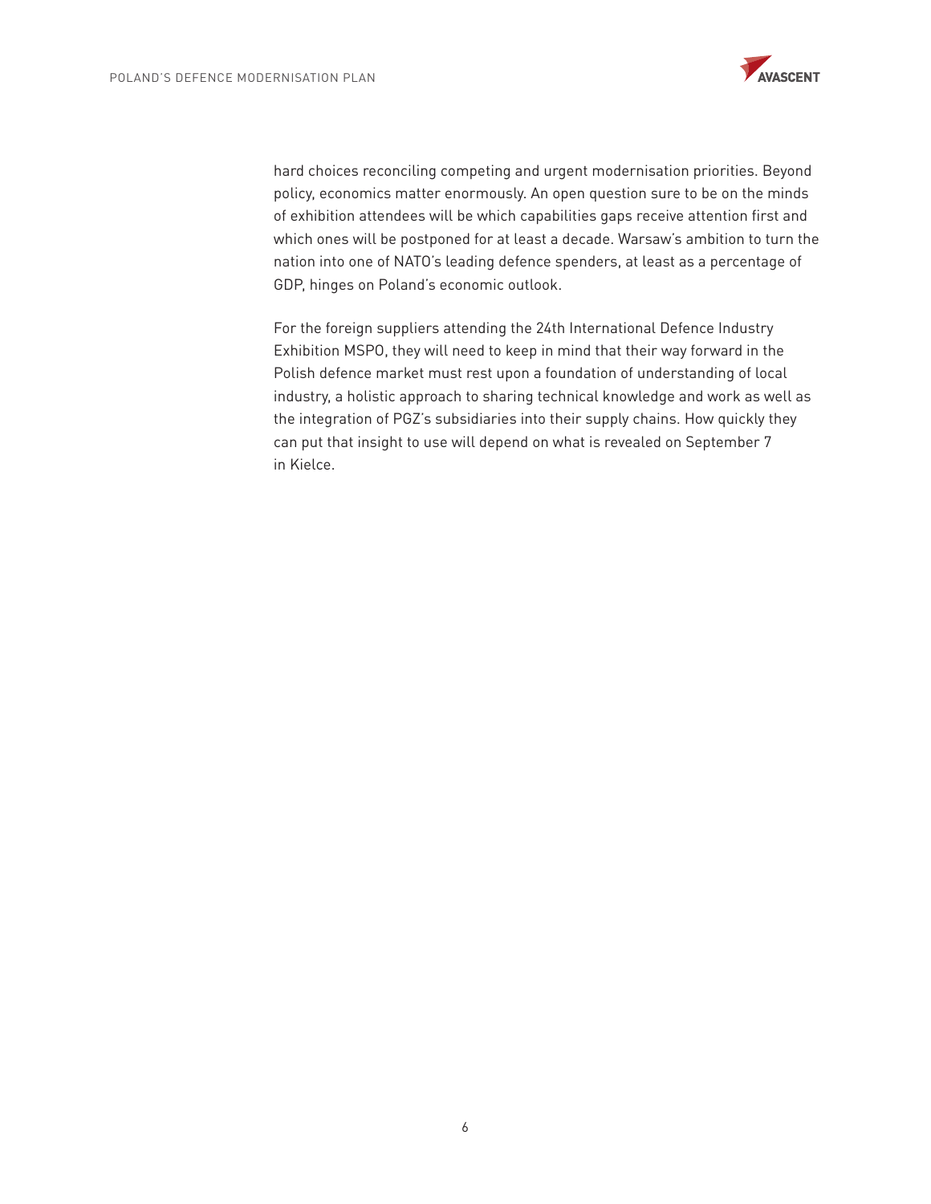hard choices reconciling competing and urgent modernisation priorities. Beyond policy, economics matter enormously. An open question sure to be on the minds of exhibition attendees will be which capabilities gaps receive attention first and which ones will be postponed for at least a decade. Warsaw's ambition to turn the nation into one of NATO's leading defence spenders, at least as a percentage of GDP, hinges on Poland's economic outlook.

For the foreign suppliers attending the 24th International Defence Industry Exhibition MSPO, they will need to keep in mind that their way forward in the Polish defence market must rest upon a foundation of understanding of local industry, a holistic approach to sharing technical knowledge and work as well as the integration of PGZ's subsidiaries into their supply chains. How quickly they can put that insight to use will depend on what is revealed on September 7 in Kielce.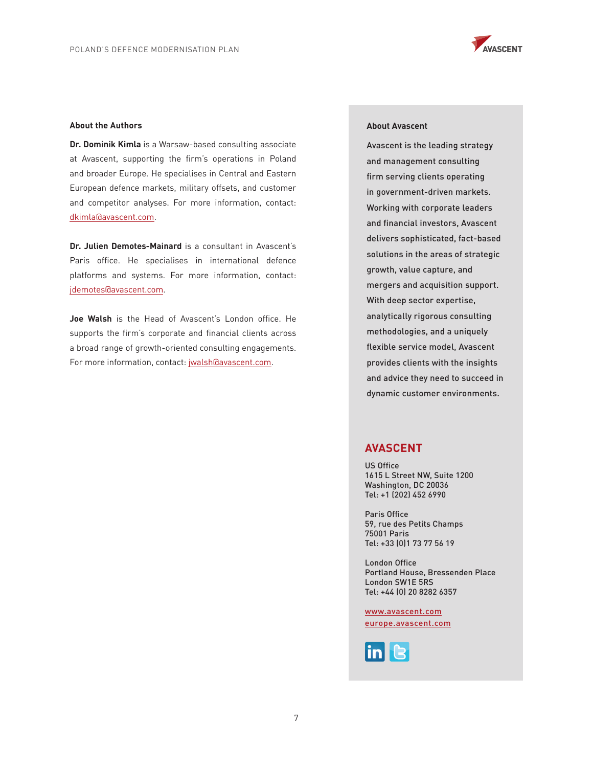## About the Authors

**Dr. Dominik Kimla** is a Warsaw-based consulting associate at Avascent, supporting the firm's operations in Poland and broader Europe. He specialises in Central and Eastern European defence markets, military offsets, and customer and competitor analyses. For more information, contact: dkimla@avascent.com.

**Dr. Julien Demotes-Mainard** is a consultant in Avascent's Paris office. He specialises in international defence platforms and systems. For more information, contact: jdemotes@avascent.com.

**Joe Walsh** is the Head of Avascent's London office. He supports the firm's corporate and financial clients across a broad range of growth-oriented consulting engagements. For more information, contact: jwalsh@avascent.com.

## About Avascent

Avascent is the leading strategy and management consulting firm serving clients operating in government-driven markets. Working with corporate leaders and financial investors, Avascent delivers sophisticated, fact-based solutions in the areas of strategic growth, value capture, and mergers and acquisition support. With deep sector expertise, analytically rigorous consulting methodologies, and a uniquely flexible service model, Avascent provides clients with the insights and advice they need to succeed in dynamic customer environments.

## AVASCENT

US Office
1615 L Street NW, Suite 1200
Washington, DC 20036
Tel: +1 (202) 452 6990

Paris Office
59, rue des Petits Champs
75001 Paris
Tel: +33 (0)1 73 77 56 19

London Office
Portland House, Bressenden Place
London SW1E 5RS
Tel: +44 (0) 20 8282 6357

www.avascent.com
europe.avascent.com